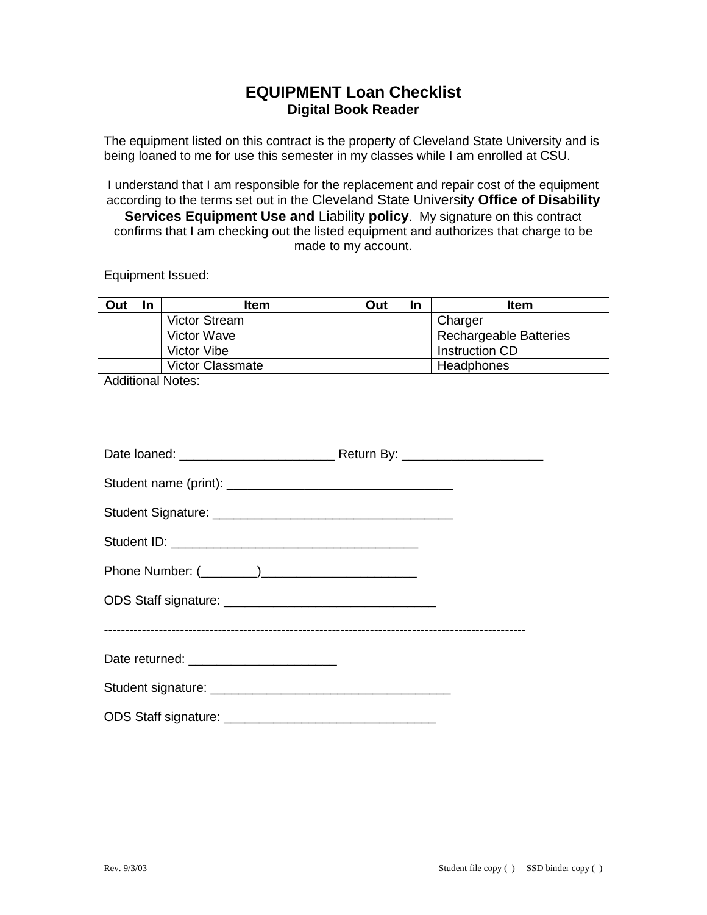# EQUIPMENT Loan Checklist
## Digital Book Reader

The equipment listed on this contract is the property of Cleveland State University and is being loaned to me for use this semester in my classes while I am enrolled at CSU.

I understand that I am responsible for the replacement and repair cost of the equipment according to the terms set out in the Cleveland State University **Office of Disability Services Equipment Use and** Liability **policy**. My signature on this contract confirms that I am checking out the listed equipment and authorizes that charge to be made to my account.

Equipment Issued:

| Out | In | Item | Out | In | Item |
|---|---|---|---|---|---|
| | | Victor Stream | | | Charger |
| | | Victor Wave | | | Rechargeable Batteries |
| | | Victor Vibe | | | Instruction CD |
| | | Victor Classmate | | | Headphones |

Additional Notes:

Date loaned: ______________________ Return By: ____________________

Student name (print): ________________________________

Student Signature: __________________________________

Student ID: ___________________________________

Phone Number: (________)______________________

ODS Staff signature: ______________________________

----------------------------------------------------------------------------------------------------

Date returned: _____________________

Student signature: __________________________________

ODS Staff signature: ______________________________

Rev. 9/3/03 Student file copy ( ) SSD binder copy ( )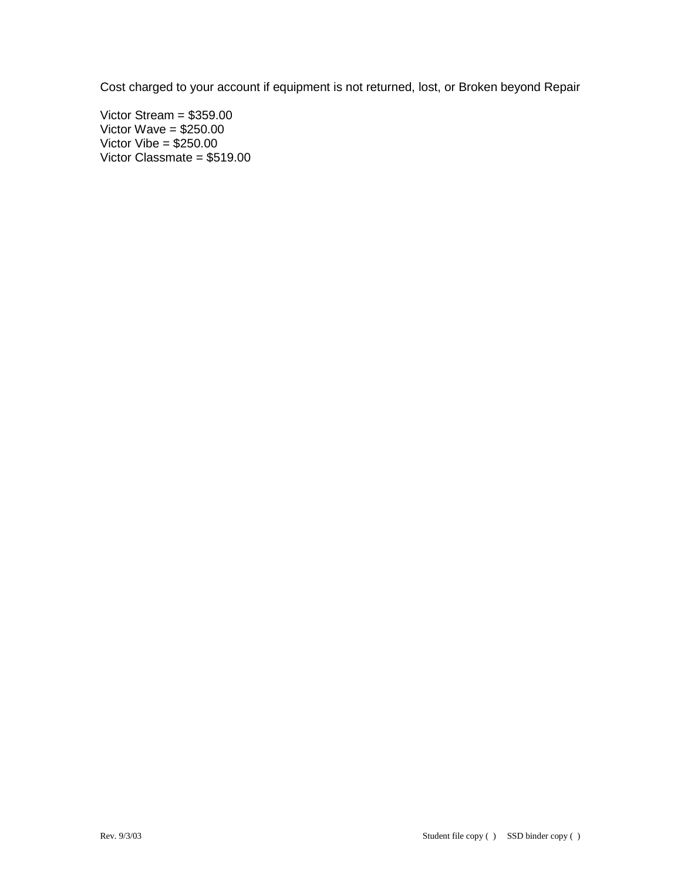Cost charged to your account if equipment is not returned, lost, or Broken beyond Repair

Victor Stream = $359.00
Victor Wave = $250.00
Victor Vibe = $250.00
Victor Classmate = $519.00

Rev. 9/3/03

Student file copy ( ) SSD binder copy ( )